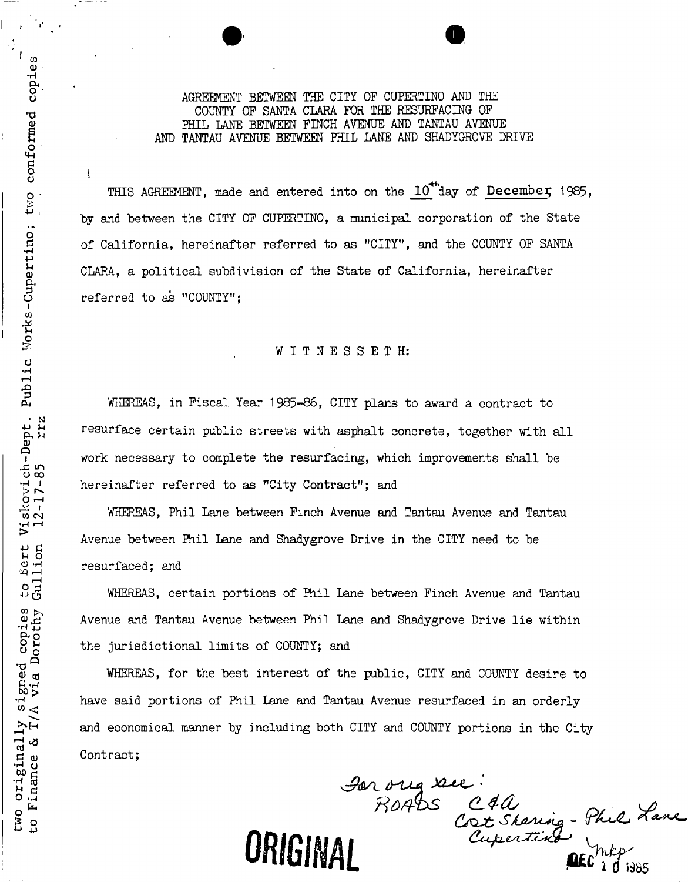# AGREEMENT BETWEEN THE CITY OF CUPERTINO AND THE COUNTY OF SANTA CLARA FOR THE RESURFACING OF PHIL LANE BETWEEN FINCH AVENUE AND TANTAU AVENUE AND TANTAU AVENUE BETWEEN PHIL LANE AND SHADYGROVE DRIVE

two originally signed copies to Bert Viskovich-Dept. Public Works-Cupertino; two conformed copies to Finance & T/A via Dorothy Gullion 12-17-85 rrz

THIS AGREEMENT, made and entered into on the 10th day of December, 1985, by and between the CITY OF CUPERTINO, a municipal corporation of the State of California, hereinafter referred to as "CITY", and the COUNTY OF SANTA CLARA, a political subdivision of the State of California, hereinafter referred to as "COUNTY";

W I T N E S S E T H:

WHEREAS, in Fiscal Year 1985-86, CITY plans to award a contract to resurface certain public streets with asphalt concrete, together with all work necessary to complete the resurfacing, which improvements shall be hereinafter referred to as "City Contract"; and

WHEREAS, Phil Lane between Finch Avenue and Tantau Avenue and Tantau Avenue between Phil Lane and Shadygrove Drive in the CITY need to be resurfaced; and

WHEREAS, certain portions of Phil Lane between Finch Avenue and Tantau Avenue and Tantau Avenue between Phil Lane and Shadygrove Drive lie within the jurisdictional limits of COUNTY; and

WHEREAS, for the best interest of the public, CITY and COUNTY desire to have said portions of Phil Lane and Tantau Avenue resurfaced in an orderly and economical manner by including both CITY and COUNTY portions in the City Contract;

For orig see:
ROADS C&A
Cost Sharing - Phil Lane
Cupertino

**ORIGINAL**

DEC 10 1985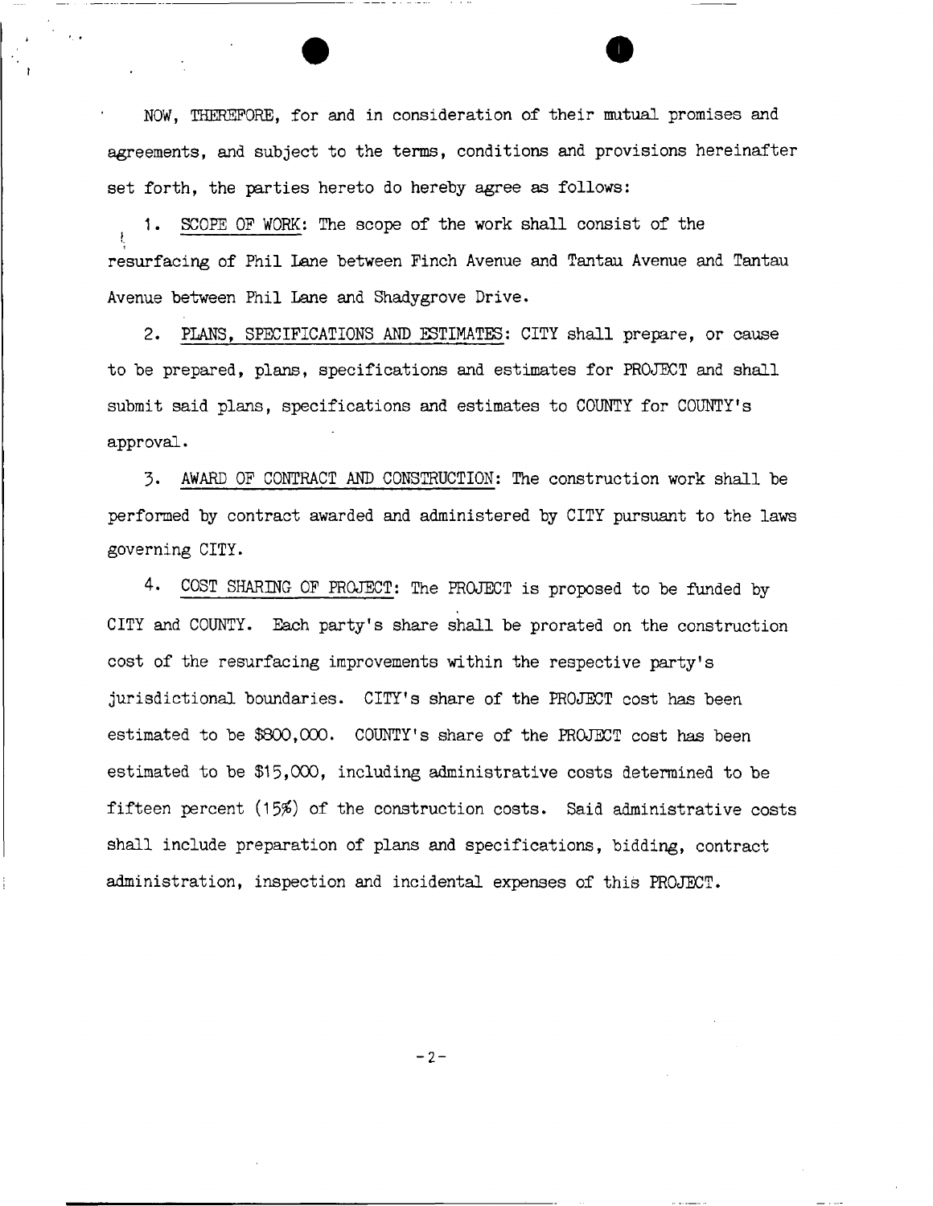NOW, THEREFORE, for and in consideration of their mutual promises and agreements, and subject to the terms, conditions and provisions hereinafter set forth, the parties hereto do hereby agree as follows:

1. SCOPE OF WORK: The scope of the work shall consist of the resurfacing of Phil Lane between Finch Avenue and Tantau Avenue and Tantau Avenue between Phil Lane and Shadygrove Drive.

2. PLANS, SPECIFICATIONS AND ESTIMATES: CITY shall prepare, or cause to be prepared, plans, specifications and estimates for PROJECT and shall submit said plans, specifications and estimates to COUNTY for COUNTY's approval.

3. AWARD OF CONTRACT AND CONSTRUCTION: The construction work shall be performed by contract awarded and administered by CITY pursuant to the laws governing CITY.

4. COST SHARING OF PROJECT: The PROJECT is proposed to be funded by CITY and COUNTY. Each party's share shall be prorated on the construction cost of the resurfacing improvements within the respective party's jurisdictional boundaries. CITY's share of the PROJECT cost has been estimated to be $800,000. COUNTY's share of the PROJECT cost has been estimated to be $15,000, including administrative costs determined to be fifteen percent (15%) of the construction costs. Said administrative costs shall include preparation of plans and specifications, bidding, contract administration, inspection and incidental expenses of this PROJECT.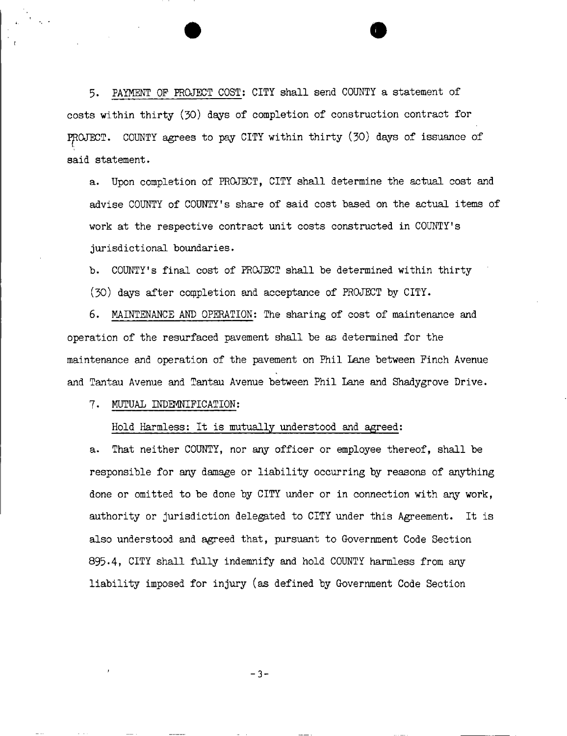5. <u>PAYMENT OF PROJECT COST</u>: CITY shall send COUNTY a statement of costs within thirty (30) days of completion of construction contract for PROJECT. COUNTY agrees to pay CITY within thirty (30) days of issuance of said statement.

a. Upon completion of PROJECT, CITY shall determine the actual cost and advise COUNTY of COUNTY's share of said cost based on the actual items of work at the respective contract unit costs constructed in COUNTY's jurisdictional boundaries.

b. COUNTY's final cost of PROJECT shall be determined within thirty (30) days after completion and acceptance of PROJECT by CITY.

6. <u>MAINTENANCE AND OPERATION</u>: The sharing of cost of maintenance and operation of the resurfaced pavement shall be as determined for the maintenance and operation of the pavement on Phil Lane between Finch Avenue and Tantau Avenue and Tantau Avenue between Phil Lane and Shadygrove Drive.

7. <u>MUTUAL INDEMNIFICATION</u>:

<u>Hold Harmless: It is mutually understood and agreed</u>:

a. That neither COUNTY, nor any officer or employee thereof, shall be responsible for any damage or liability occurring by reasons of anything done or omitted to be done by CITY under or in connection with any work, authority or jurisdiction delegated to CITY under this Agreement. It is also understood and agreed that, pursuant to Government Code Section 895.4, CITY shall fully indemnify and hold COUNTY harmless from any liability imposed for injury (as defined by Government Code Section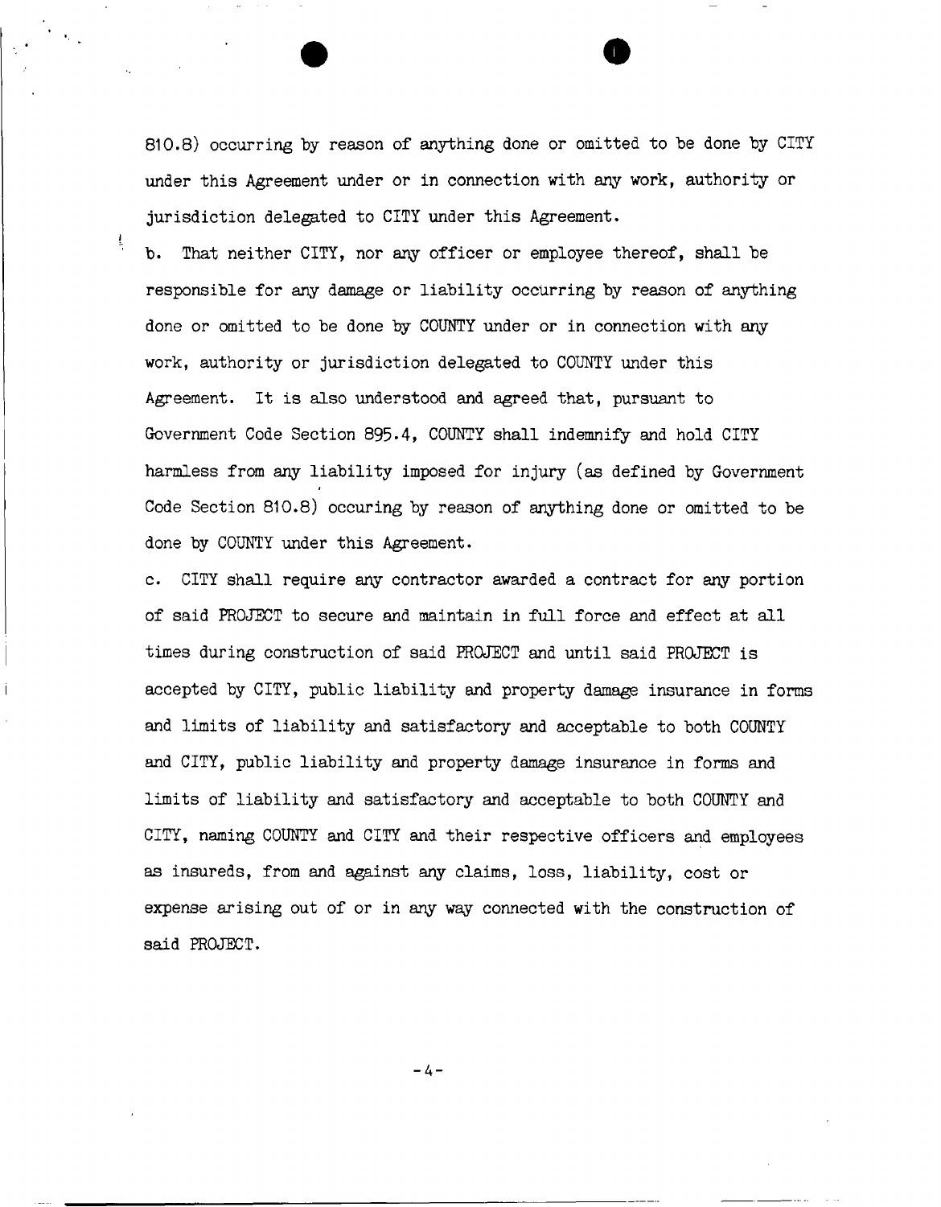810.8) occurring by reason of anything done or omitted to be done by CITY under this Agreement under or in connection with any work, authority or jurisdiction delegated to CITY under this Agreement.

b. That neither CITY, nor any officer or employee thereof, shall be responsible for any damage or liability occurring by reason of anything done or omitted to be done by COUNTY under or in connection with any work, authority or jurisdiction delegated to COUNTY under this Agreement. It is also understood and agreed that, pursuant to Government Code Section 895.4, COUNTY shall indemnify and hold CITY harmless from any liability imposed for injury (as defined by Government Code Section 810.8) occuring by reason of anything done or omitted to be done by COUNTY under this Agreement.

c. CITY shall require any contractor awarded a contract for any portion of said PROJECT to secure and maintain in full force and effect at all times during construction of said PROJECT and until said PROJECT is accepted by CITY, public liability and property damage insurance in forms and limits of liability and satisfactory and acceptable to both COUNTY and CITY, public liability and property damage insurance in forms and limits of liability and satisfactory and acceptable to both COUNTY and CITY, naming COUNTY and CITY and their respective officers and employees as insureds, from and against any claims, loss, liability, cost or expense arising out of or in any way connected with the construction of said PROJECT.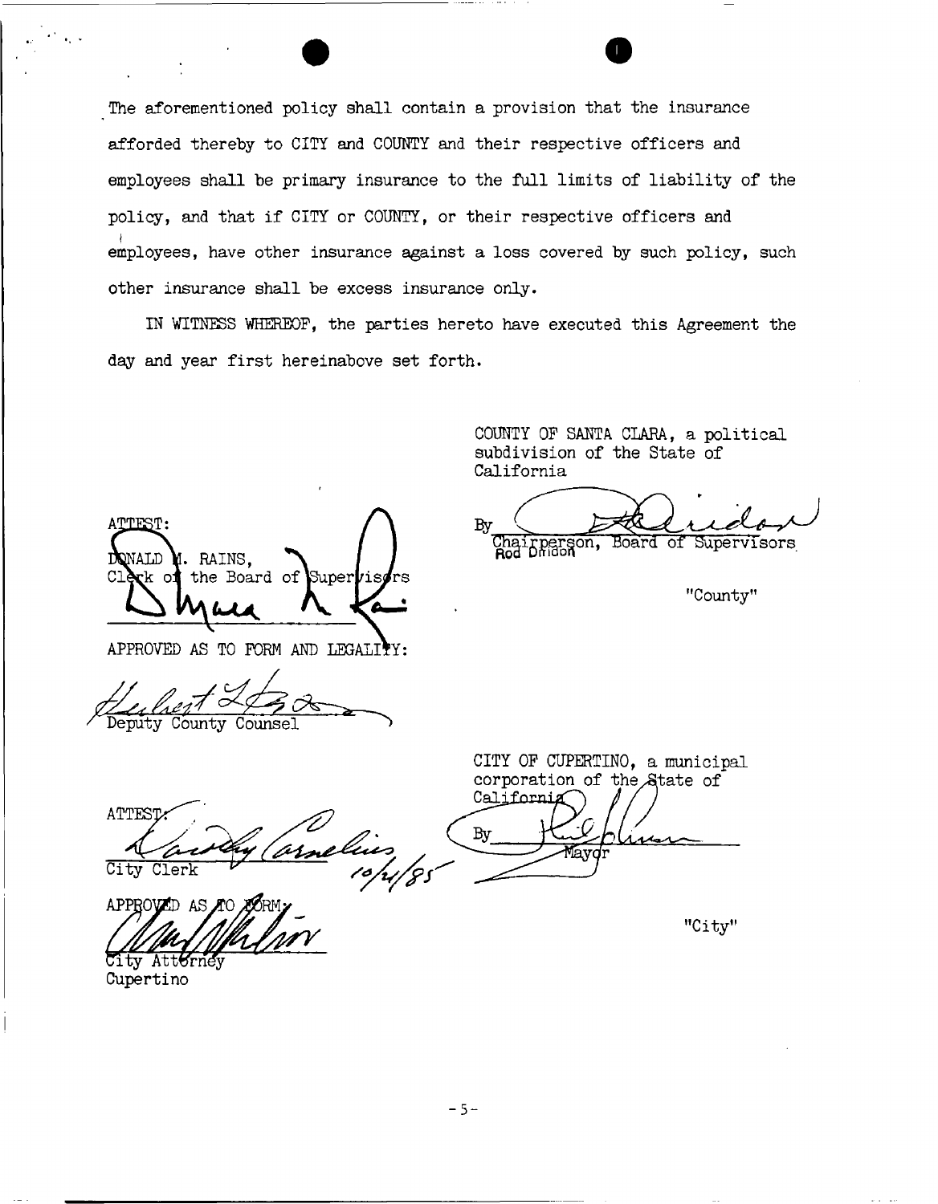The aforementioned policy shall contain a provision that the insurance afforded thereby to CITY and COUNTY and their respective officers and employees shall be primary insurance to the full limits of liability of the policy, and that if CITY or COUNTY, or their respective officers and employees, have other insurance against a loss covered by such policy, such other insurance shall be excess insurance only.

IN WITNESS WHEREOF, the parties hereto have executed this Agreement the day and year first hereinabove set forth.

COUNTY OF SANTA CLARA, a political subdivision of the State of California

By ______________________
Chairperson, Board of Supervisors
Rod Diridon

"County"

ATTEST:
DONALD M. RAINS,
Clerk of the Board of Supervisors

______________________

APPROVED AS TO FORM AND LEGALITY:

______________________
Deputy County Counsel

CITY OF CUPERTINO, a municipal corporation of the State of California

By ______________________
Mayor

"City"

ATTEST:

______________________
City Clerk 10/4/85

APPROVED AS TO FORM:

______________________
City Attorney
Cupertino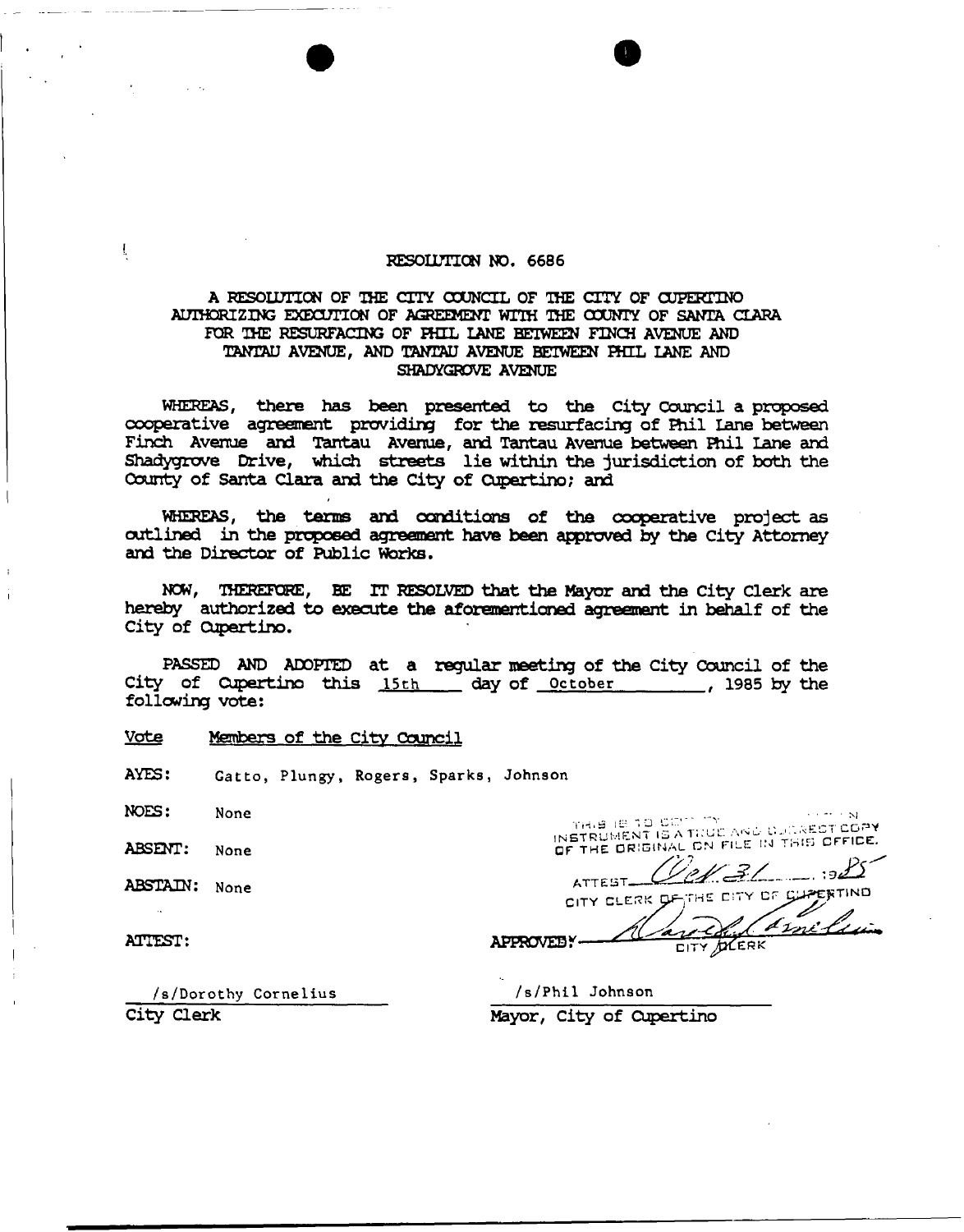# RESOLUTION NO. 6686

## A RESOLUTION OF THE CITY COUNCIL OF THE CITY OF CUPERTINO AUTHORIZING EXECUTION OF AGREEMENT WITH THE COUNTY OF SANTA CLARA FOR THE RESURFACING OF PHIL LANE BETWEEN FINCH AVENUE AND TANTAU AVENUE, AND TANTAU AVENUE BETWEEN PHIL LANE AND SHADYGROVE AVENUE

WHEREAS, there has been presented to the City Council a proposed cooperative agreement providing for the resurfacing of Phil Lane between Finch Avenue and Tantau Avenue, and Tantau Avenue between Phil Lane and Shadygrove Drive, which streets lie within the jurisdiction of both the County of Santa Clara and the City of Cupertino; and

WHEREAS, the terms and conditions of the cooperative project as outlined in the proposed agreement have been approved by the City Attorney and the Director of Public Works.

NOW, THEREFORE, BE IT RESOLVED that the Mayor and the City Clerk are hereby authorized to execute the aforementioned agreement in behalf of the City of Cupertino.

PASSED AND ADOPTED at a regular meeting of the City Council of the City of Cupertino this 15th day of October, 1985 by the following vote:

Vote Members of the City Council

AYES: Gatto, Plungy, Rogers, Sparks, Johnson

NOES: None

ABSENT: None

ABSTAIN: None

THIS IS TO CERTIFY THAT THE WITHIN INSTRUMENT IS A TRUE AND CORRECT COPY OF THE ORIGINAL ON FILE IN THIS OFFICE.

ATTEST Oct 31, 1985

CITY CLERK OF THE CITY OF CUPERTINO

ATTEST:

APPROVED:

/s/Dorothy Cornelius
City Clerk

/s/Phil Johnson
Mayor, City of Cupertino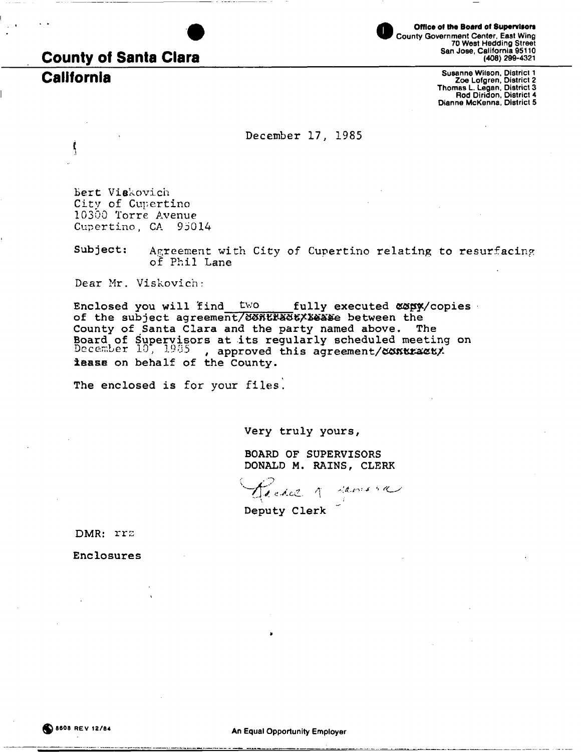**County of Santa Clara**

**California**

**Office of the Board of Supervisors**
County Government Center, East Wing
70 West Hedding Street
San Jose, California 95110
(408) 299-4321

Susanne Wilson, District 1
Zoe Lofgren, District 2
Thomas L. Legan, District 3
Rod Diridon, District 4
Dianne McKenna, District 5

December 17, 1985

Bert Viskovich
City of Cupertino
10300 Torre Avenue
Cupertino, CA 95014

Subject: Agreement with City of Cupertino relating to resurfacing of Phil Lane

Dear Mr. Viskovich:

Enclosed you will find two fully executed ~~copy~~/copies of the subject agreement/~~contract/lease~~ between the County of Santa Clara and the party named above. The Board of Supervisors at its regularly scheduled meeting on December 10, 1985, approved this agreement/~~contract/lease~~ on behalf of the County.

The enclosed is for your files.

Very truly yours,

BOARD OF SUPERVISORS
DONALD M. RAINS, CLERK

Deputy Clerk

DMR: rrz

Enclosures

8608 REV 12/84

An Equal Opportunity Employer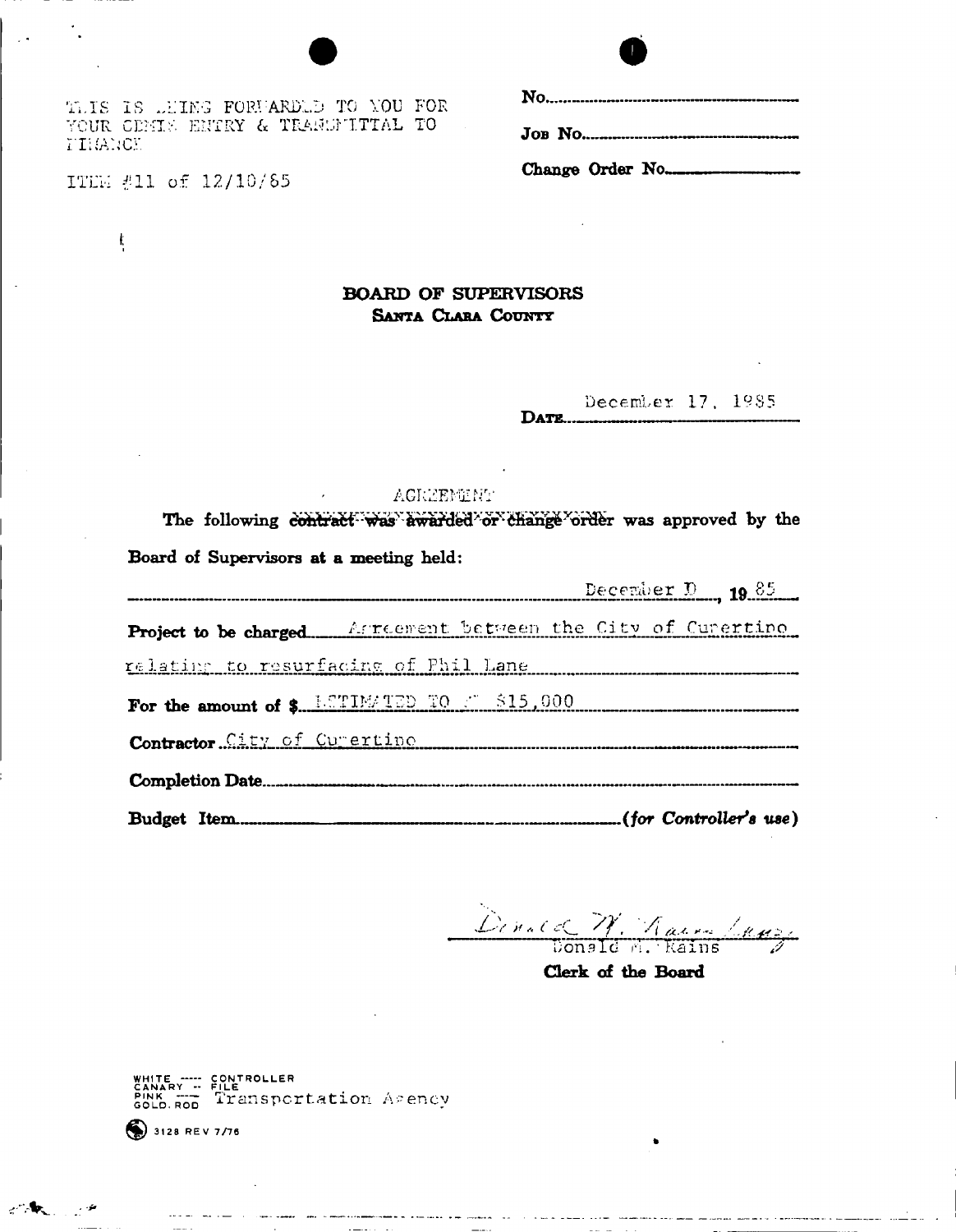THIS IS BEING FORWARDED TO YOU FOR YOUR CERTIF. ENTRY & TRANSMITTAL TO FINANCE

ITEM #11 of 12/10/85

No.

Job No.

Change Order No.

**BOARD OF SUPERVISORS**
**SANTA CLARA COUNTY**

DATE December 17, 1985

AGREEMENT

The following ~~contract was awarded or change order~~ was approved by the Board of Supervisors at a meeting held:

December 10, 1985

**Project to be charged** Agreement between the City of Cupertino relating to resurfacing of Phil Lane

**For the amount of $** ESTIMATED TO BE $15,000

**Contractor** City of Cupertino

**Completion Date**

**Budget Item** *(for Controller's use)*

Donald M. Rains

**Clerk of the Board**

WHITE ---- CONTROLLER
CANARY -- FILE
PINK ---- Transportation Agency
GOLD. ROD

3128 REV 7/76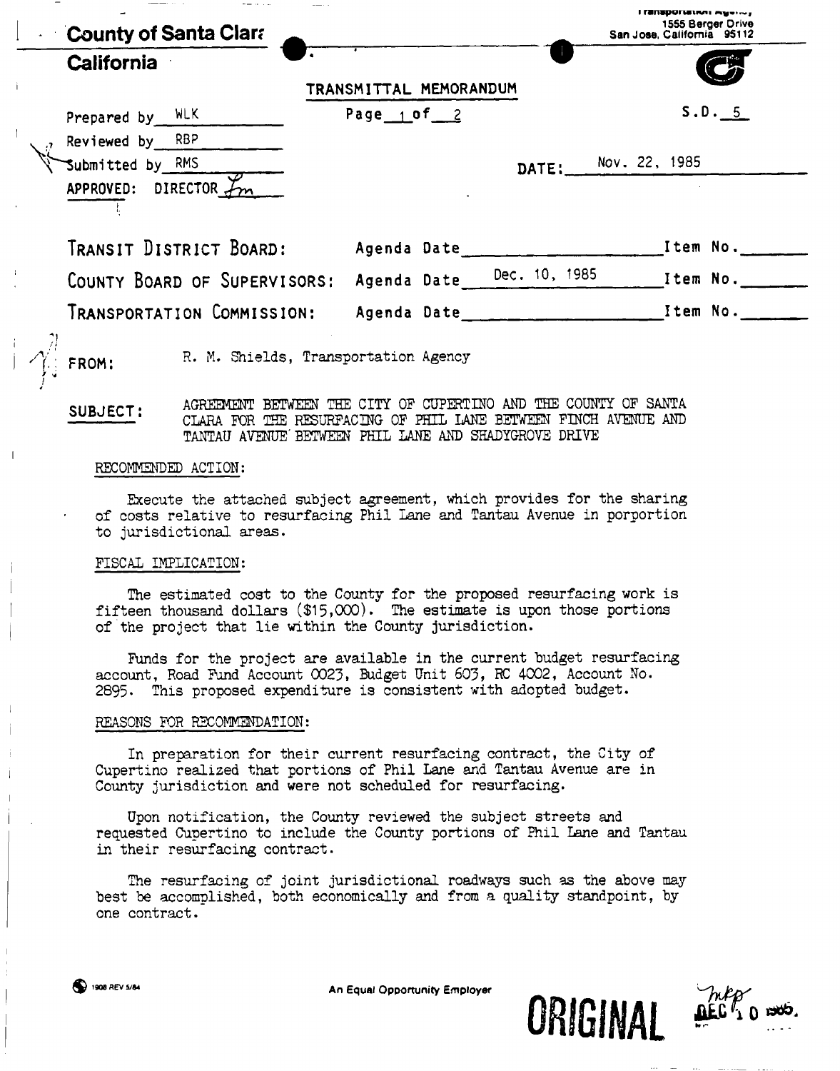**County of Santa Clara**

**California**

Transportation Agency
1555 Berger Drive
San Jose, California 95112

## TRANSMITTAL MEMORANDUM

Prepared by WLK

Reviewed by RBP

Submitted by RMS

APPROVED: DIRECTOR

Page 1 of 2

S.D. 5

DATE: Nov. 22, 1985

| | | |
|---|---|---|
| TRANSIT DISTRICT BOARD: | Agenda Date | Item No. |
| COUNTY BOARD OF SUPERVISORS: | Agenda Date Dec. 10, 1985 | Item No. |
| TRANSPORTATION COMMISSION: | Agenda Date | Item No. |

**FROM:** R. M. Shields, Transportation Agency

**SUBJECT:** AGREEMENT BETWEEN THE CITY OF CUPERTINO AND THE COUNTY OF SANTA CLARA FOR THE RESURFACING OF PHIL LANE BETWEEN FINCH AVENUE AND TANTAU AVENUE BETWEEN PHIL LANE AND SHADYGROVE DRIVE

RECOMMENDED ACTION:

Execute the attached subject agreement, which provides for the sharing of costs relative to resurfacing Phil Lane and Tantau Avenue in porportion to jurisdictional areas.

FISCAL IMPLICATION:

The estimated cost to the County for the proposed resurfacing work is fifteen thousand dollars ($15,000). The estimate is upon those portions of the project that lie within the County jurisdiction.

Funds for the project are available in the current budget resurfacing account, Road Fund Account 0023, Budget Unit 603, RC 4002, Account No. 2895. This proposed expenditure is consistent with adopted budget.

REASONS FOR RECOMMENDATION:

In preparation for their current resurfacing contract, the City of Cupertino realized that portions of Phil Lane and Tantau Avenue are in County jurisdiction and were not scheduled for resurfacing.

Upon notification, the County reviewed the subject streets and requested Cupertino to include the County portions of Phil Lane and Tantau in their resurfacing contract.

The resurfacing of joint jurisdictional roadways such as the above may best be accomplished, both economically and from a quality standpoint, by one contract.

1908 REV 5/84

An Equal Opportunity Employer

ORIGINAL

DEC 10 1985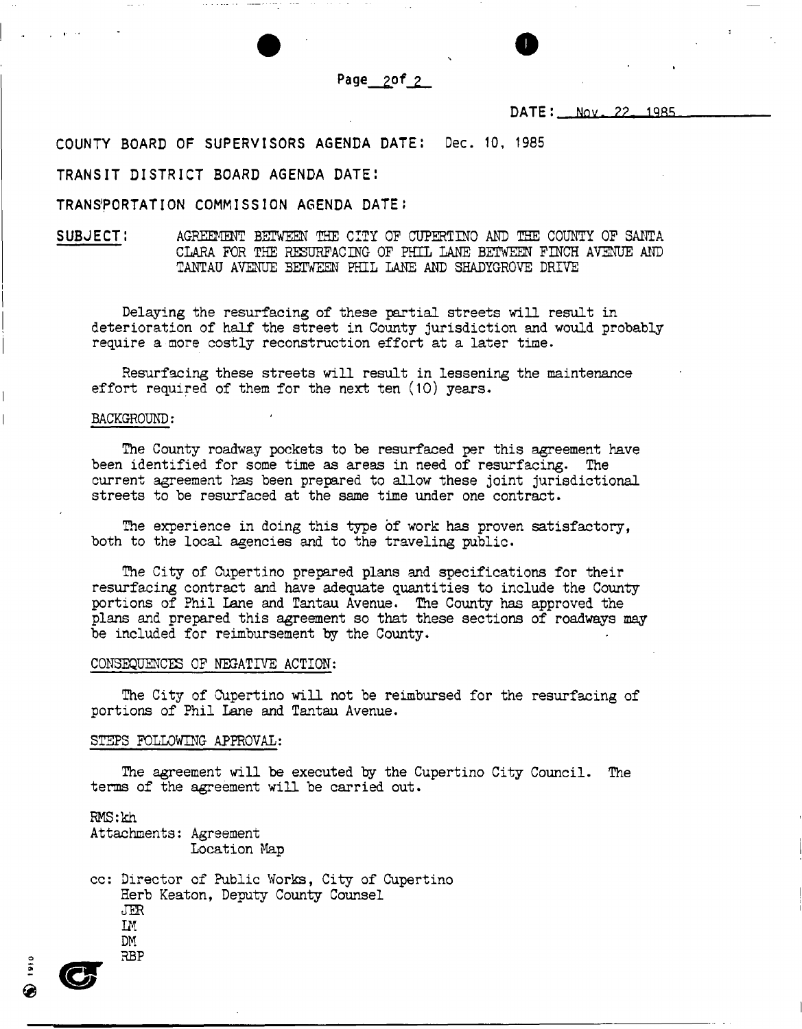DATE: Nov. 22, 1985

COUNTY BOARD OF SUPERVISORS AGENDA DATE: Dec. 10, 1985

TRANSIT DISTRICT BOARD AGENDA DATE:

TRANSPORTATION COMMISSION AGENDA DATE:

**SUBJECT:** AGREEMENT BETWEEN THE CITY OF CUPERTINO AND THE COUNTY OF SANTA CLARA FOR THE RESURFACING OF PHIL LANE BETWEEN FINCH AVENUE AND TANTAU AVENUE BETWEEN PHIL LANE AND SHADYGROVE DRIVE

Delaying the resurfacing of these partial streets will result in deterioration of half the street in County jurisdiction and would probably require a more costly reconstruction effort at a later time.

Resurfacing these streets will result in lessening the maintenance effort required of them for the next ten (10) years.

BACKGROUND:

The County roadway pockets to be resurfaced per this agreement have been identified for some time as areas in need of resurfacing. The current agreement has been prepared to allow these joint jurisdictional streets to be resurfaced at the same time under one contract.

The experience in doing this type of work has proven satisfactory, both to the local agencies and to the traveling public.

The City of Cupertino prepared plans and specifications for their resurfacing contract and have adequate quantities to include the County portions of Phil Lane and Tantau Avenue. The County has approved the plans and prepared this agreement so that these sections of roadways may be included for reimbursement by the County.

CONSEQUENCES OF NEGATIVE ACTION:

The City of Cupertino will not be reimbursed for the resurfacing of portions of Phil Lane and Tantau Avenue.

STEPS FOLLOWING APPROVAL:

The agreement will be executed by the Cupertino City Council. The terms of the agreement will be carried out.

RMS:kh

Attachments: Agreement
Location Map

cc: Director of Public Works, City of Cupertino
Herb Keaton, Deputy County Counsel
JER
LM
DM
RBP